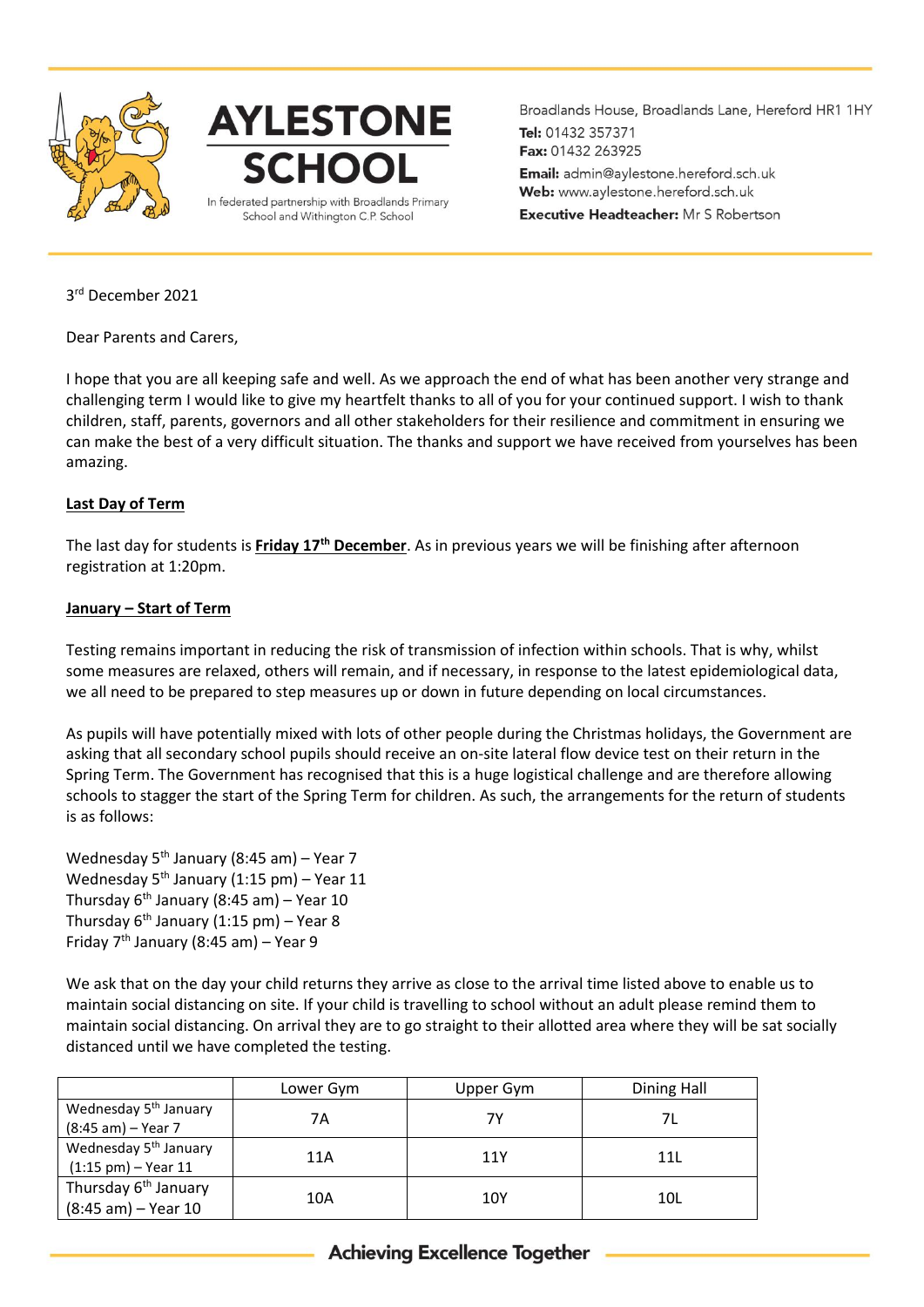# AYLESTONE SCHOOL

In federated partnership with Broadlands Primary School and Withington C.P. School

Broadlands House, Broadlands Lane, Hereford HR1 1HY
**Tel:** 01432 357371
**Fax:** 01432 263925
**Email:** admin@aylestone.hereford.sch.uk
**Web:** www.aylestone.hereford.sch.uk
**Executive Headteacher:** Mr S Robertson

3rd December 2021

Dear Parents and Carers,

I hope that you are all keeping safe and well. As we approach the end of what has been another very strange and challenging term I would like to give my heartfelt thanks to all of you for your continued support. I wish to thank children, staff, parents, governors and all other stakeholders for their resilience and commitment in ensuring we can make the best of a very difficult situation. The thanks and support we have received from yourselves has been amazing.

**Last Day of Term**

The last day for students is **Friday 17th December**. As in previous years we will be finishing after afternoon registration at 1:20pm.

**January – Start of Term**

Testing remains important in reducing the risk of transmission of infection within schools. That is why, whilst some measures are relaxed, others will remain, and if necessary, in response to the latest epidemiological data, we all need to be prepared to step measures up or down in future depending on local circumstances.

As pupils will have potentially mixed with lots of other people during the Christmas holidays, the Government are asking that all secondary school pupils should receive an on-site lateral flow device test on their return in the Spring Term. The Government has recognised that this is a huge logistical challenge and are therefore allowing schools to stagger the start of the Spring Term for children. As such, the arrangements for the return of students is as follows:

Wednesday 5th January (8:45 am) – Year 7
Wednesday 5th January (1:15 pm) – Year 11
Thursday 6th January (8:45 am) – Year 10
Thursday 6th January (1:15 pm) – Year 8
Friday 7th January (8:45 am) – Year 9

We ask that on the day your child returns they arrive as close to the arrival time listed above to enable us to maintain social distancing on site. If your child is travelling to school without an adult please remind them to maintain social distancing. On arrival they are to go straight to their allotted area where they will be sat socially distanced until we have completed the testing.

| | Lower Gym | Upper Gym | Dining Hall |
|---|---|---|---|
| Wednesday 5th January (8:45 am) – Year 7 | 7A | 7Y | 7L |
| Wednesday 5th January (1:15 pm) – Year 11 | 11A | 11Y | 11L |
| Thursday 6th January (8:45 am) – Year 10 | 10A | 10Y | 10L |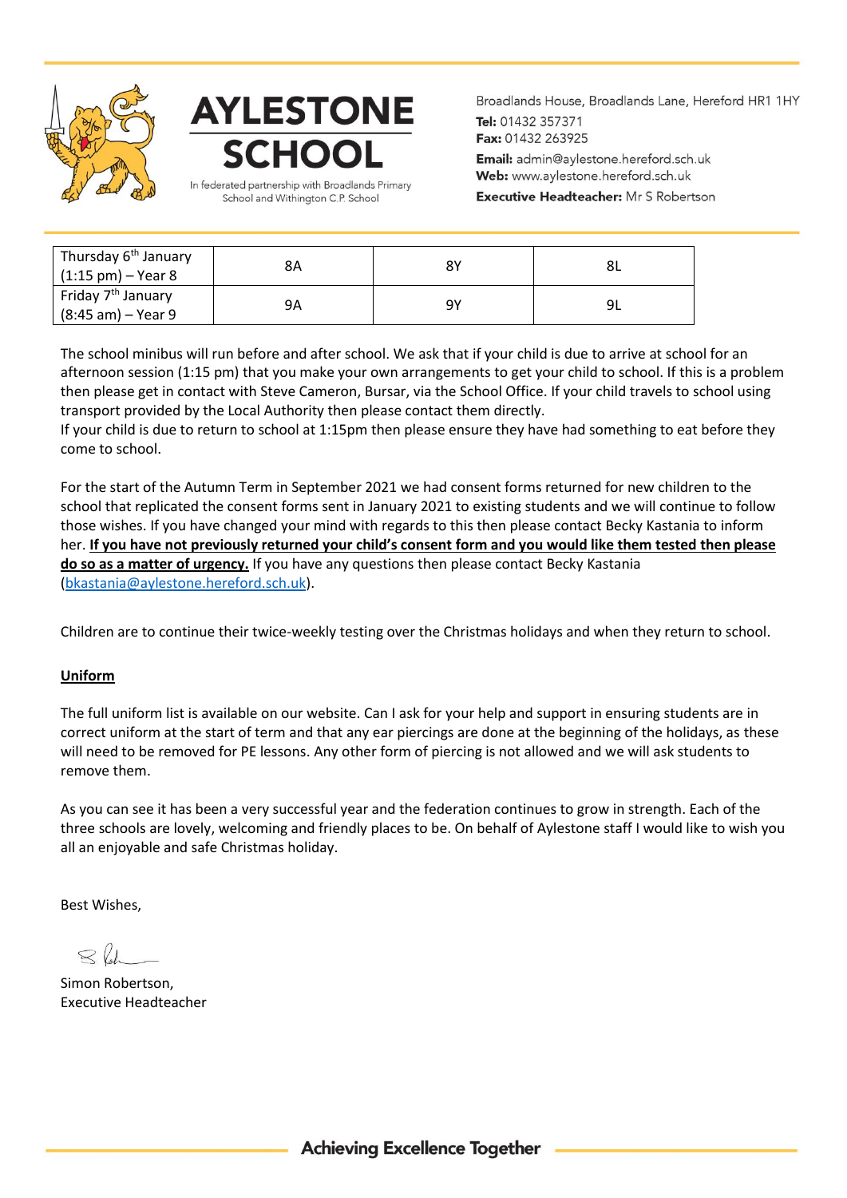| | | | |
|---|---|---|---|
| Thursday 6th January (1:15 pm) – Year 8 | 8A | 8Y | 8L |
| Friday 7th January (8:45 am) – Year 9 | 9A | 9Y | 9L |

The school minibus will run before and after school. We ask that if your child is due to arrive at school for an afternoon session (1:15 pm) that you make your own arrangements to get your child to school. If this is a problem then please get in contact with Steve Cameron, Bursar, via the School Office. If your child travels to school using transport provided by the Local Authority then please contact them directly.
If your child is due to return to school at 1:15pm then please ensure they have had something to eat before they come to school.

For the start of the Autumn Term in September 2021 we had consent forms returned for new children to the school that replicated the consent forms sent in January 2021 to existing students and we will continue to follow those wishes. If you have changed your mind with regards to this then please contact Becky Kastania to inform her. **If you have not previously returned your child's consent form and you would like them tested then please do so as a matter of urgency.** If you have any questions then please contact Becky Kastania (bkastania@aylestone.hereford.sch.uk).

Children are to continue their twice-weekly testing over the Christmas holidays and when they return to school.

**Uniform**

The full uniform list is available on our website. Can I ask for your help and support in ensuring students are in correct uniform at the start of term and that any ear piercings are done at the beginning of the holidays, as these will need to be removed for PE lessons. Any other form of piercing is not allowed and we will ask students to remove them.

As you can see it has been a very successful year and the federation continues to grow in strength. Each of the three schools are lovely, welcoming and friendly places to be. On behalf of Aylestone staff I would like to wish you all an enjoyable and safe Christmas holiday.

Best Wishes,

Simon Robertson,
Executive Headteacher